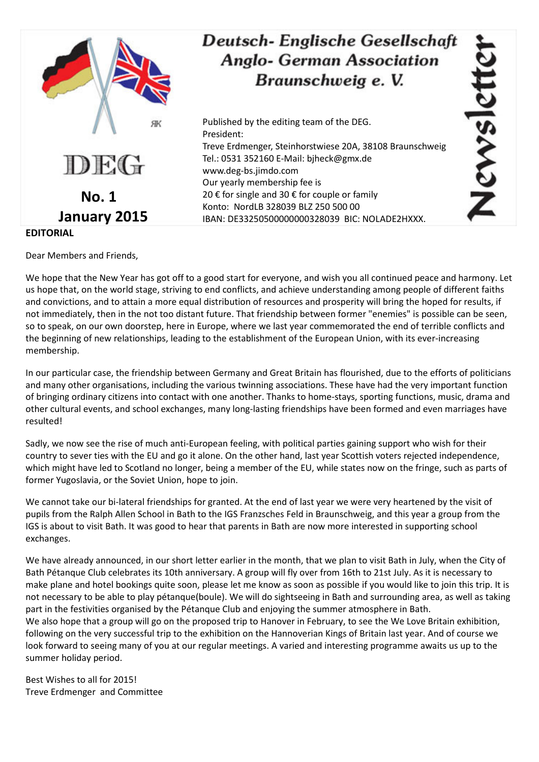# Deutsch- Englische Gesellschaft
# Anglo- German Association
# Braunschweig e. V.

DEG

**No. 1**
**January 2015**

Newsletter

Published by the editing team of the DEG.
President:
Treve Erdmenger, Steinhorstwiese 20A, 38108 Braunschweig
Tel.: 0531 352160 E-Mail: bjheck@gmx.de
www.deg-bs.jimdo.com
Our yearly membership fee is
20 € for single and 30 € for couple or family
Konto: NordLB 328039 BLZ 250 500 00
IBAN: DE33250500000000328039 BIC: NOLADE2HXXX.

**EDITORIAL**

Dear Members and Friends,

We hope that the New Year has got off to a good start for everyone, and wish you all continued peace and harmony. Let us hope that, on the world stage, striving to end conflicts, and achieve understanding among people of different faiths and convictions, and to attain a more equal distribution of resources and prosperity will bring the hoped for results, if not immediately, then in the not too distant future. That friendship between former "enemies" is possible can be seen, so to speak, on our own doorstep, here in Europe, where we last year commemorated the end of terrible conflicts and the beginning of new relationships, leading to the establishment of the European Union, with its ever-increasing membership.

In our particular case, the friendship between Germany and Great Britain has flourished, due to the efforts of politicians and many other organisations, including the various twinning associations. These have had the very important function of bringing ordinary citizens into contact with one another. Thanks to home-stays, sporting functions, music, drama and other cultural events, and school exchanges, many long-lasting friendships have been formed and even marriages have resulted!

Sadly, we now see the rise of much anti-European feeling, with political parties gaining support who wish for their country to sever ties with the EU and go it alone. On the other hand, last year Scottish voters rejected independence, which might have led to Scotland no longer, being a member of the EU, while states now on the fringe, such as parts of former Yugoslavia, or the Soviet Union, hope to join.

We cannot take our bi-lateral friendships for granted. At the end of last year we were very heartened by the visit of pupils from the Ralph Allen School in Bath to the IGS Franzsches Feld in Braunschweig, and this year a group from the IGS is about to visit Bath. It was good to hear that parents in Bath are now more interested in supporting school exchanges.

We have already announced, in our short letter earlier in the month, that we plan to visit Bath in July, when the City of Bath Pétanque Club celebrates its 10th anniversary. A group will fly over from 16th to 21st July. As it is necessary to make plane and hotel bookings quite soon, please let me know as soon as possible if you would like to join this trip. It is not necessary to be able to play pétanque(boule). We will do sightseeing in Bath and surrounding area, as well as taking part in the festivities organised by the Pétanque Club and enjoying the summer atmosphere in Bath.
We also hope that a group will go on the proposed trip to Hanover in February, to see the We Love Britain exhibition, following on the very successful trip to the exhibition on the Hannoverian Kings of Britain last year. And of course we look forward to seeing many of you at our regular meetings. A varied and interesting programme awaits us up to the summer holiday period.

Best Wishes to all for 2015!
Treve Erdmenger and Committee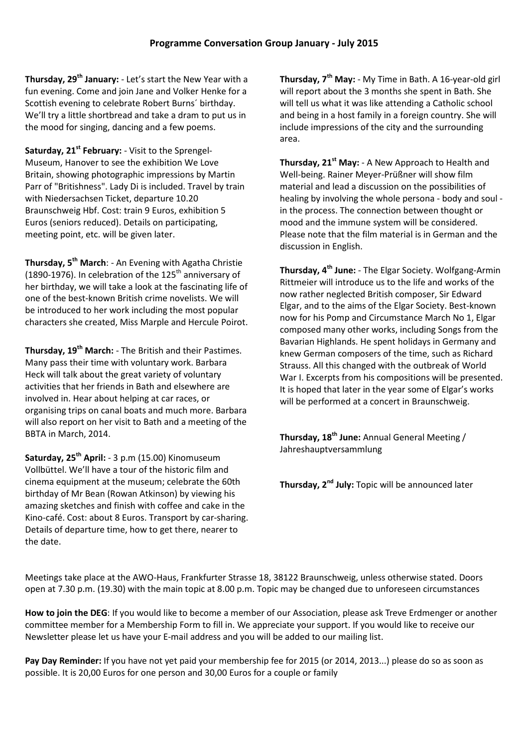## Programme Conversation Group January - July 2015

**Thursday, 29th January:** - Let's start the New Year with a fun evening. Come and join Jane and Volker Henke for a Scottish evening to celebrate Robert Burns´ birthday. We'll try a little shortbread and take a dram to put us in the mood for singing, dancing and a few poems.

**Saturday, 21st February:** - Visit to the Sprengel-Museum, Hanover to see the exhibition We Love Britain, showing photographic impressions by Martin Parr of "Britishness". Lady Di is included. Travel by train with Niedersachsen Ticket, departure 10.20 Braunschweig Hbf. Cost: train 9 Euros, exhibition 5 Euros (seniors reduced). Details on participating, meeting point, etc. will be given later.

**Thursday, 5th March**: - An Evening with Agatha Christie (1890-1976). In celebration of the 125th anniversary of her birthday, we will take a look at the fascinating life of one of the best-known British crime novelists. We will be introduced to her work including the most popular characters she created, Miss Marple and Hercule Poirot.

**Thursday, 19th March:** - The British and their Pastimes. Many pass their time with voluntary work. Barbara Heck will talk about the great variety of voluntary activities that her friends in Bath and elsewhere are involved in. Hear about helping at car races, or organising trips on canal boats and much more. Barbara will also report on her visit to Bath and a meeting of the BBTA in March, 2014.

**Saturday, 25th April:** - 3 p.m (15.00) Kinomuseum Vollbüttel. We'll have a tour of the historic film and cinema equipment at the museum; celebrate the 60th birthday of Mr Bean (Rowan Atkinson) by viewing his amazing sketches and finish with coffee and cake in the Kino-café. Cost: about 8 Euros. Transport by car-sharing. Details of departure time, how to get there, nearer to the date.

**Thursday, 7th May:** - My Time in Bath. A 16-year-old girl will report about the 3 months she spent in Bath. She will tell us what it was like attending a Catholic school and being in a host family in a foreign country. She will include impressions of the city and the surrounding area.

**Thursday, 21st May:** - A New Approach to Health and Well-being. Rainer Meyer-Prüßner will show film material and lead a discussion on the possibilities of healing by involving the whole persona - body and soul - in the process. The connection between thought or mood and the immune system will be considered. Please note that the film material is in German and the discussion in English.

**Thursday, 4th June:** - The Elgar Society. Wolfgang-Armin Rittmeier will introduce us to the life and works of the now rather neglected British composer, Sir Edward Elgar, and to the aims of the Elgar Society. Best-known now for his Pomp and Circumstance March No 1, Elgar composed many other works, including Songs from the Bavarian Highlands. He spent holidays in Germany and knew German composers of the time, such as Richard Strauss. All this changed with the outbreak of World War I. Excerpts from his compositions will be presented. It is hoped that later in the year some of Elgar's works will be performed at a concert in Braunschweig.

**Thursday, 18th June:** Annual General Meeting / Jahreshauptversammlung

**Thursday, 2nd July:** Topic will be announced later

Meetings take place at the AWO-Haus, Frankfurter Strasse 18, 38122 Braunschweig, unless otherwise stated. Doors open at 7.30 p.m. (19.30) with the main topic at 8.00 p.m. Topic may be changed due to unforeseen circumstances

**How to join the DEG**: If you would like to become a member of our Association, please ask Treve Erdmenger or another committee member for a Membership Form to fill in. We appreciate your support. If you would like to receive our Newsletter please let us have your E-mail address and you will be added to our mailing list.

**Pay Day Reminder:** If you have not yet paid your membership fee for 2015 (or 2014, 2013...) please do so as soon as possible. It is 20,00 Euros for one person and 30,00 Euros for a couple or family